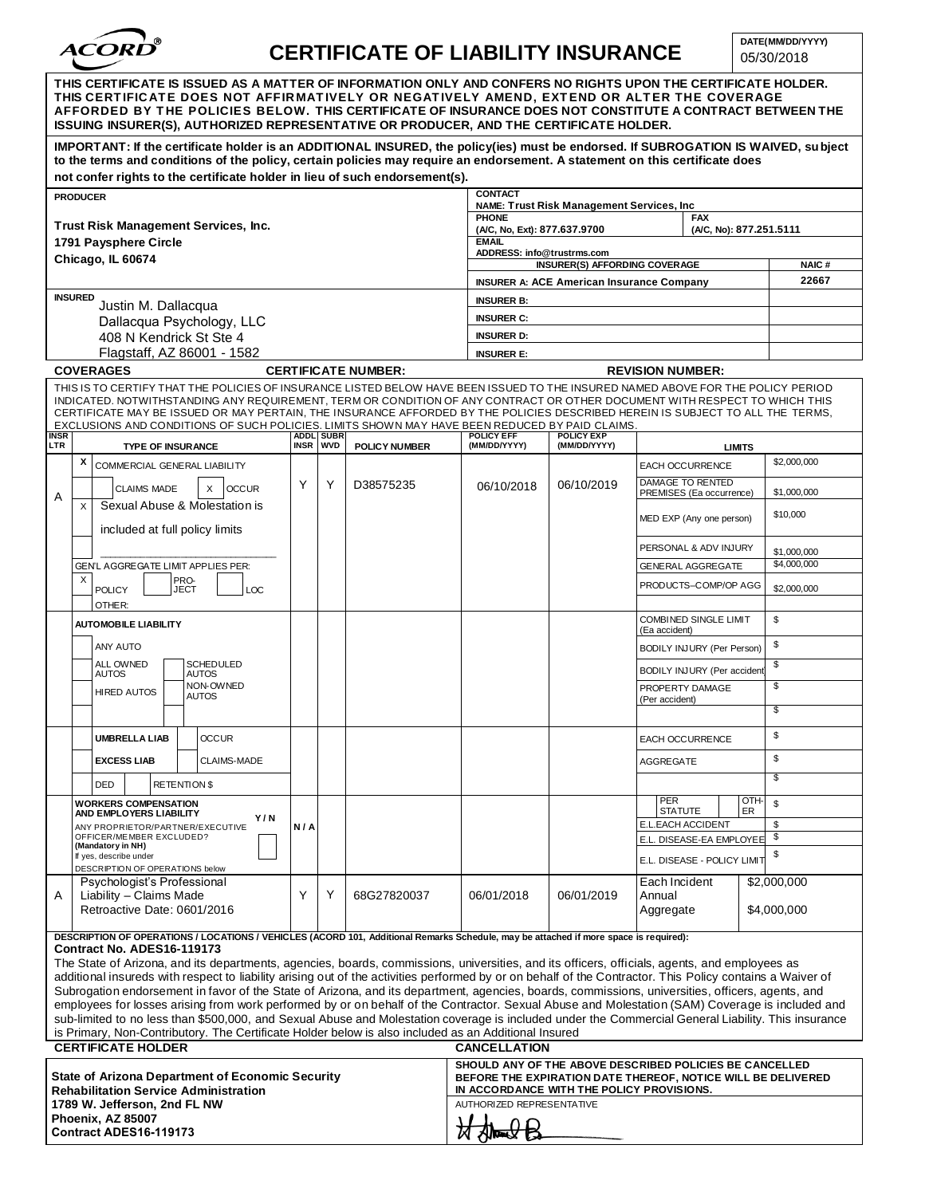# ACORD® CERTIFICATE OF LIABILITY INSURANCE

DATE(MM/DD/YYYY): 05/30/2018

**THIS CERTIFICATE IS ISSUED AS A MATTER OF INFORMATION ONLY AND CONFERS NO RIGHTS UPON THE CERTIFICATE HOLDER. THIS CERTIFICATE DOES NOT AFFIRMATIVELY OR NEGATIVELY AMEND, EXTEND OR ALTER THE COVERAGE AFFORDED BY THE POLICIES BELOW. THIS CERTIFICATE OF INSURANCE DOES NOT CONSTITUTE A CONTRACT BETWEEN THE ISSUING INSURER(S), AUTHORIZED REPRESENTATIVE OR PRODUCER, AND THE CERTIFICATE HOLDER.**

**IMPORTANT: If the certificate holder is an ADDITIONAL INSURED, the policy(ies) must be endorsed. If SUBROGATION IS WAIVED, subject to the terms and conditions of the policy, certain policies may require an endorsement. A statement on this certificate does not confer rights to the certificate holder in lieu of such endorsement(s).**

| PRODUCER | CONTACT | | |
|---|---|---|---|
| Trust Risk Management Services, Inc. | NAME: Trust Risk Management Services, Inc | | |
| 1791 Paysphere Circle | PHONE (A/C, No, Ext): 877.637.9700 | FAX (A/C, No): 877.251.5111 | |
| Chicago, IL 60674 | EMAIL ADDRESS: info@trustrms.com | | |
| | INSURER(S) AFFORDING COVERAGE | | NAIC # |
| | INSURER A: ACE American Insurance Company | | 22667 |
| **INSURED** | INSURER B: | | |
| Justin M. Dallacqua | INSURER C: | | |
| Dallacqua Psychology, LLC | INSURER D: | | |
| 408 N Kendrick St Ste 4 | INSURER E: | | |
| Flagstaff, AZ 86001 - 1582 | | | |

**COVERAGES** CERTIFICATE NUMBER: REVISION NUMBER:

THIS IS TO CERTIFY THAT THE POLICIES OF INSURANCE LISTED BELOW HAVE BEEN ISSUED TO THE INSURED NAMED ABOVE FOR THE POLICY PERIOD INDICATED. NOTWITHSTANDING ANY REQUIREMENT, TERM OR CONDITION OF ANY CONTRACT OR OTHER DOCUMENT WITH RESPECT TO WHICH THIS CERTIFICATE MAY BE ISSUED OR MAY PERTAIN, THE INSURANCE AFFORDED BY THE POLICIES DESCRIBED HEREIN IS SUBJECT TO ALL THE TERMS, EXCLUSIONS AND CONDITIONS OF SUCH POLICIES. LIMITS SHOWN MAY HAVE BEEN REDUCED BY PAID CLAIMS.

| INSR LTR | TYPE OF INSURANCE | ADDL INSR | SUBR WVD | POLICY NUMBER | POLICY EFF (MM/DD/YYYY) | POLICY EXP (MM/DD/YYYY) | LIMITS | |
|---|---|---|---|---|---|---|---|---|
| A | X COMMERCIAL GENERAL LIABILITY | Y | Y | D38575235 | 06/10/2018 | 06/10/2019 | EACH OCCURRENCE | $2,000,000 |
| | CLAIMS MADE / X OCCUR | | | | | | DAMAGE TO RENTED PREMISES (Ea occurrence) | $1,000,000 |
| | X Sexual Abuse & Molestation is included at full policy limits | | | | | | MED EXP (Any one person) | $10,000 |
| | | | | | | | PERSONAL & ADV INJURY | $1,000,000 |
| | GEN'L AGGREGATE LIMIT APPLIES PER: X POLICY / PRO-JECT / LOC | | | | | | GENERAL AGGREGATE | $4,000,000 |
| | OTHER: | | | | | | PRODUCTS–COMP/OP AGG | $2,000,000 |
| | **AUTOMOBILE LIABILITY** | | | | | | COMBINED SINGLE LIMIT (Ea accident) | $ |
| | ANY AUTO | | | | | | BODILY INJURY (Per Person) | $ |
| | ALL OWNED AUTOS / SCHEDULED AUTOS | | | | | | BODILY INJURY (Per accident) | $ |
| | HIRED AUTOS / NON-OWNED AUTOS | | | | | | PROPERTY DAMAGE (Per accident) | $ |
| | | | | | | | | $ |
| | **UMBRELLA LIAB** / OCCUR | | | | | | EACH OCCURRENCE | $ |
| | **EXCESS LIAB** / CLAIMS-MADE | | | | | | AGGREGATE | $ |
| | DED / RETENTION $ | | | | | | | $ |
| | **WORKERS COMPENSATION AND EMPLOYERS LIABILITY** Y/N ANY PROPRIETOR/PARTNER/EXECUTIVE OFFICER/MEMBER EXCLUDED? (Mandatory in NH) If yes, describe under DESCRIPTION OF OPERATIONS below | N/A | | | | | PER STATUTE / OTH-ER | $ |
| | | | | | | | E.L.EACH ACCIDENT | $ |
| | | | | | | | E.L. DISEASE-EA EMPLOYEE | $ |
| | | | | | | | E.L. DISEASE - POLICY LIMIT | $ |
| A | Psychologist's Professional Liability – Claims Made Retroactive Date: 0601/2016 | Y | Y | 68G27820037 | 06/01/2018 | 06/01/2019 | Each Incident | $2,000,000 |
| | | | | | | | Annual Aggregate | $4,000,000 |

**DESCRIPTION OF OPERATIONS / LOCATIONS / VEHICLES (ACORD 101, Additional Remarks Schedule, may be attached if more space is required):**

**Contract No. ADES16-119173**

The State of Arizona, and its departments, agencies, boards, commissions, universities, and its officers, officials, agents, and employees as additional insureds with respect to liability arising out of the activities performed by or on behalf of the Contractor. This Policy contains a Waiver of Subrogation endorsement in favor of the State of Arizona, and its department, agencies, boards, commissions, universities, officers, agents, and employees for losses arising from work performed by or on behalf of the Contractor. Sexual Abuse and Molestation (SAM) Coverage is included and sub-limited to no less than $500,000, and Sexual Abuse and Molestation coverage is included under the Commercial General Liability. This insurance is Primary, Non-Contributory. The Certificate Holder below is also included as an Additional Insured

| CERTIFICATE HOLDER | CANCELLATION |
|---|---|
| **State of Arizona Department of Economic Security** | **SHOULD ANY OF THE ABOVE DESCRIBED POLICIES BE CANCELLED BEFORE THE EXPIRATION DATE THEREOF, NOTICE WILL BE DELIVERED IN ACCORDANCE WITH THE POLICY PROVISIONS.** |
| **Rehabilitation Service Administration** | AUTHORIZED REPRESENTATIVE |
| **1789 W. Jefferson, 2nd FL NW** | |
| **Phoenix, AZ 85007** | |
| **Contract ADES16-119173** | |